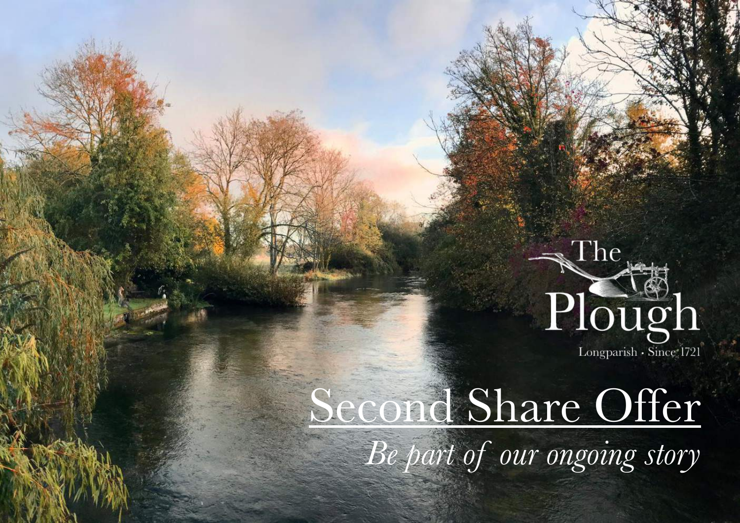# The Plough

Longparish · Since 1721

# Second Share Offer

*Be part of our ongoing story*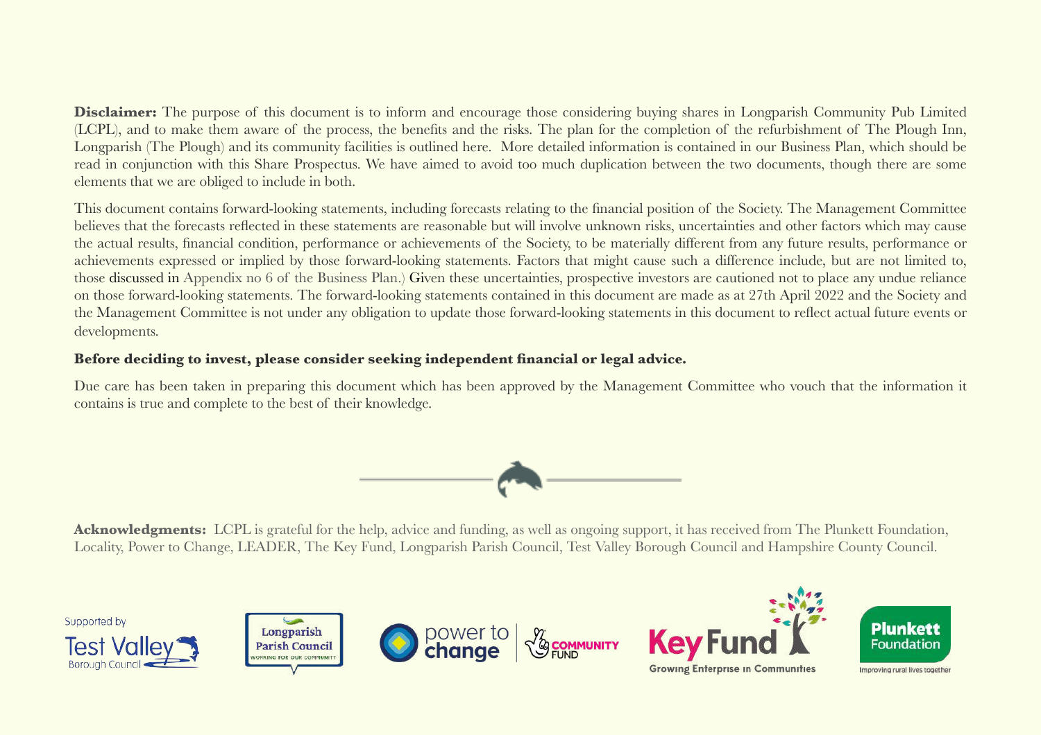**Disclaimer:** The purpose of this document is to inform and encourage those considering buying shares in Longparish Community Pub Limited (LCPL), and to make them aware of the process, the benefits and the risks. The plan for the completion of the refurbishment of The Plough Inn, Longparish (The Plough) and its community facilities is outlined here. More detailed information is contained in our Business Plan, which should be read in conjunction with this Share Prospectus. We have aimed to avoid too much duplication between the two documents, though there are some elements that we are obliged to include in both.

This document contains forward-looking statements, including forecasts relating to the financial position of the Society. The Management Committee believes that the forecasts reflected in these statements are reasonable but will involve unknown risks, uncertainties and other factors which may cause the actual results, financial condition, performance or achievements of the Society, to be materially different from any future results, performance or achievements expressed or implied by those forward-looking statements. Factors that might cause such a difference include, but are not limited to, those discussed in Appendix no 6 of the Business Plan.) Given these uncertainties, prospective investors are cautioned not to place any undue reliance on those forward-looking statements. The forward-looking statements contained in this document are made as at 27th April 2022 and the Society and the Management Committee is not under any obligation to update those forward-looking statements in this document to reflect actual future events or developments.

**Before deciding to invest, please consider seeking independent financial or legal advice.**

Due care has been taken in preparing this document which has been approved by the Management Committee who vouch that the information it contains is true and complete to the best of their knowledge.

**Acknowledgments:** LCPL is grateful for the help, advice and funding, as well as ongoing support, it has received from The Plunkett Foundation, Locality, Power to Change, LEADER, The Key Fund, Longparish Parish Council, Test Valley Borough Council and Hampshire County Council.

Supported by Test Valley Borough Council | Longparish Parish Council – Working for our community | power to change | Community Fund | Key Fund – Growing Enterprise in Communities | Plunkett Foundation – Improving rural lives together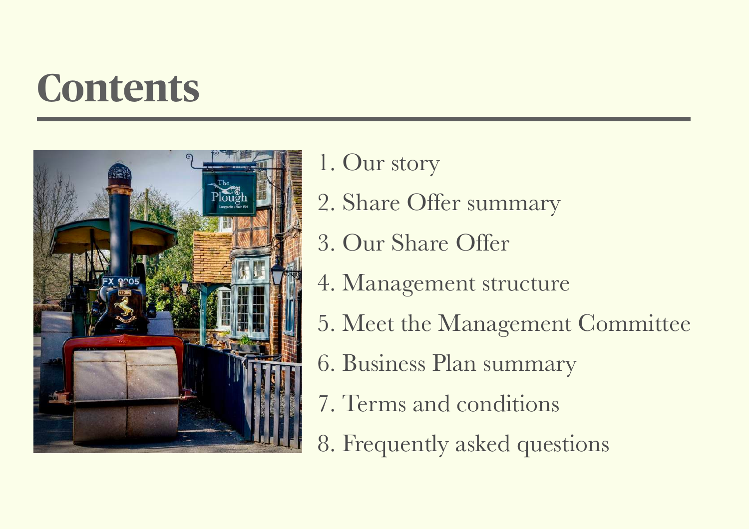# Contents

1. Our story
2. Share Offer summary
3. Our Share Offer
4. Management structure
5. Meet the Management Committee
6. Business Plan summary
7. Terms and conditions
8. Frequently asked questions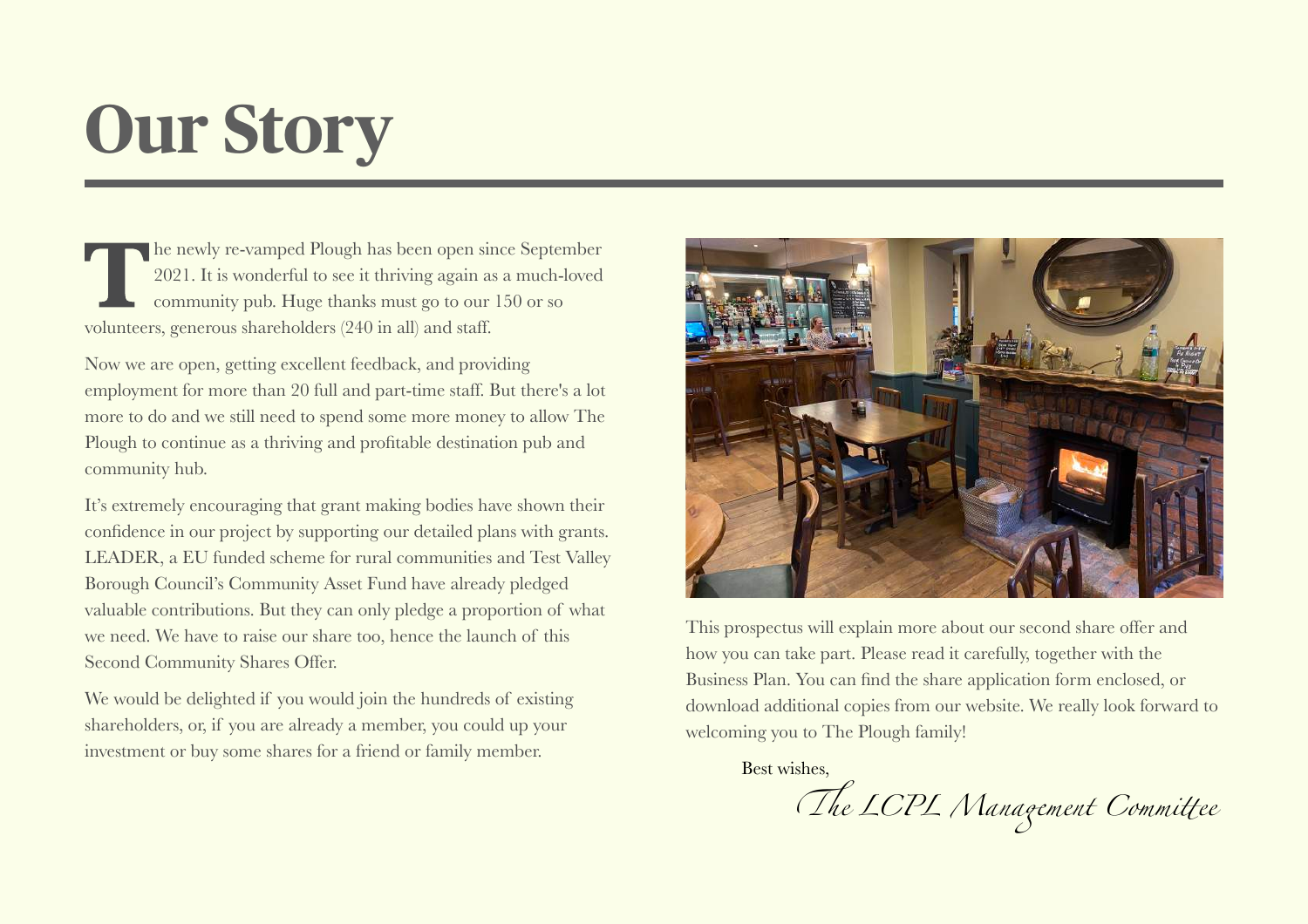# Our Story

The newly re-vamped Plough has been open since September 2021. It is wonderful to see it thriving again as a much-loved community pub. Huge thanks must go to our 150 or so volunteers, generous shareholders (240 in all) and staff.

Now we are open, getting excellent feedback, and providing employment for more than 20 full and part-time staff. But there's a lot more to do and we still need to spend some more money to allow The Plough to continue as a thriving and profitable destination pub and community hub.

It's extremely encouraging that grant making bodies have shown their confidence in our project by supporting our detailed plans with grants. LEADER, a EU funded scheme for rural communities and Test Valley Borough Council's Community Asset Fund have already pledged valuable contributions. But they can only pledge a proportion of what we need. We have to raise our share too, hence the launch of this Second Community Shares Offer.

We would be delighted if you would join the hundreds of existing shareholders, or, if you are already a member, you could up your investment or buy some shares for a friend or family member.

This prospectus will explain more about our second share offer and how you can take part. Please read it carefully, together with the Business Plan. You can find the share application form enclosed, or download additional copies from our website. We really look forward to welcoming you to The Plough family!

Best wishes,

*The LCPL Management Committee*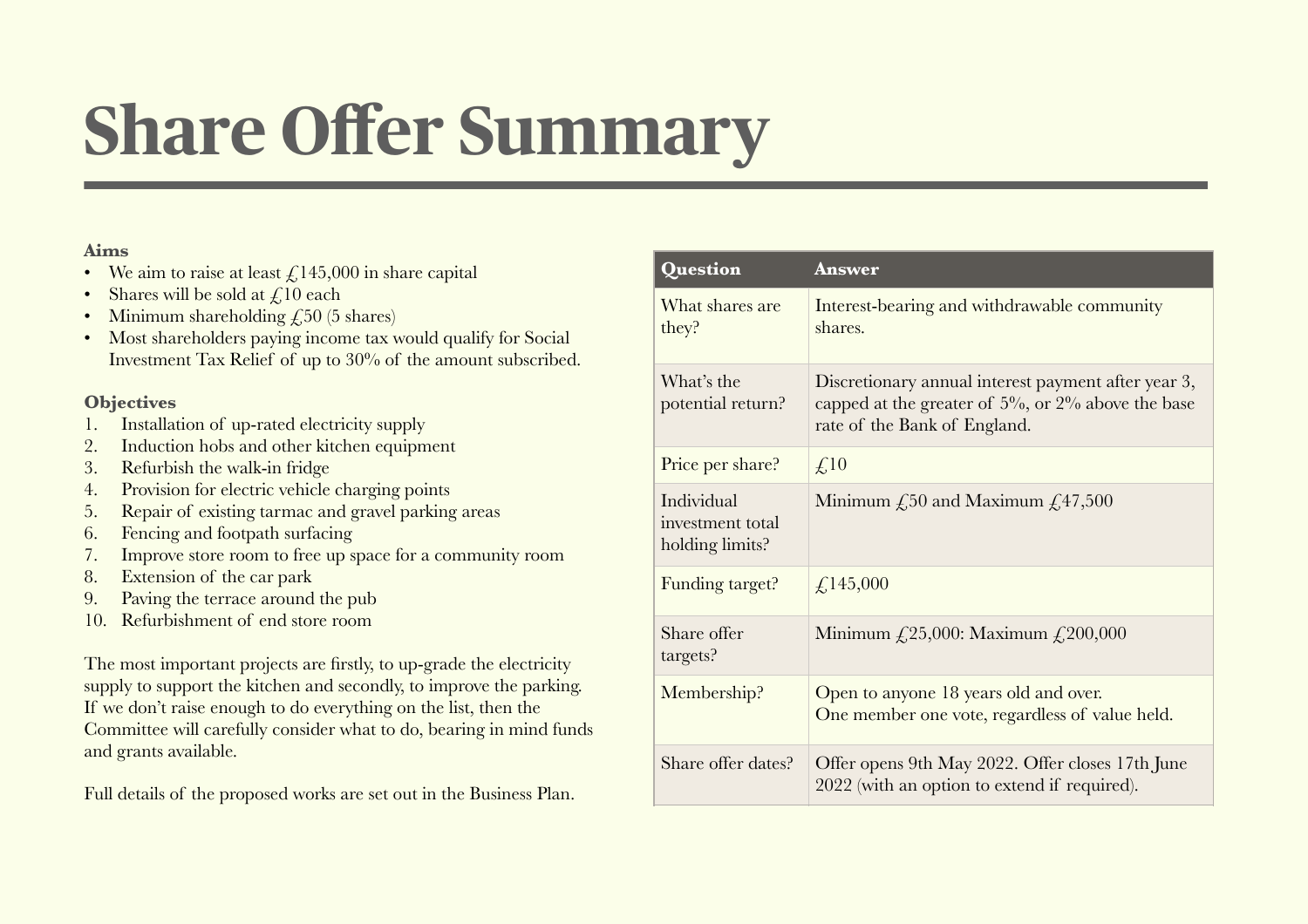# Share Offer Summary

**Aims**

- We aim to raise at least £145,000 in share capital
- Shares will be sold at £10 each
- Minimum shareholding £50 (5 shares)
- Most shareholders paying income tax would qualify for Social Investment Tax Relief of up to 30% of the amount subscribed.

**Objectives**

1. Installation of up-rated electricity supply
2. Induction hobs and other kitchen equipment
3. Refurbish the walk-in fridge
4. Provision for electric vehicle charging points
5. Repair of existing tarmac and gravel parking areas
6. Fencing and footpath surfacing
7. Improve store room to free up space for a community room
8. Extension of the car park
9. Paving the terrace around the pub
10. Refurbishment of end store room

The most important projects are firstly, to up-grade the electricity supply to support the kitchen and secondly, to improve the parking. If we don't raise enough to do everything on the list, then the Committee will carefully consider what to do, bearing in mind funds and grants available.

Full details of the proposed works are set out in the Business Plan.

| Question | Answer |
|---|---|
| What shares are they? | Interest-bearing and withdrawable community shares. |
| What's the potential return? | Discretionary annual interest payment after year 3, capped at the greater of 5%, or 2% above the base rate of the Bank of England. |
| Price per share? | £10 |
| Individual investment total holding limits? | Minimum £50 and Maximum £47,500 |
| Funding target? | £145,000 |
| Share offer targets? | Minimum £25,000: Maximum £200,000 |
| Membership? | Open to anyone 18 years old and over. One member one vote, regardless of value held. |
| Share offer dates? | Offer opens 9th May 2022. Offer closes 17th June 2022 (with an option to extend if required). |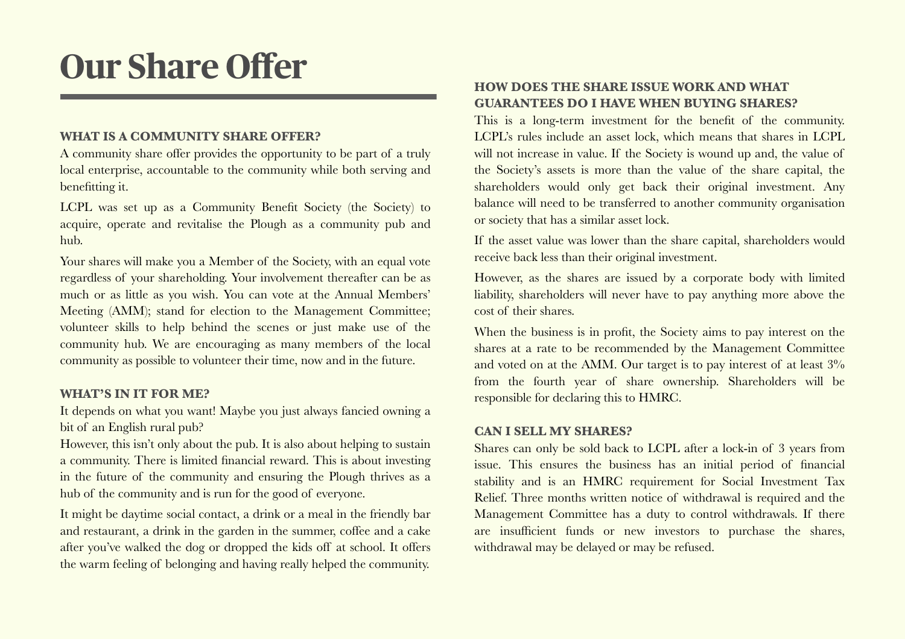# Our Share Offer

## WHAT IS A COMMUNITY SHARE OFFER?

A community share offer provides the opportunity to be part of a truly local enterprise, accountable to the community while both serving and benefitting it.

LCPL was set up as a Community Benefit Society (the Society) to acquire, operate and revitalise the Plough as a community pub and hub.

Your shares will make you a Member of the Society, with an equal vote regardless of your shareholding. Your involvement thereafter can be as much or as little as you wish. You can vote at the Annual Members' Meeting (AMM); stand for election to the Management Committee; volunteer skills to help behind the scenes or just make use of the community hub. We are encouraging as many members of the local community as possible to volunteer their time, now and in the future.

## WHAT'S IN IT FOR ME?

It depends on what you want! Maybe you just always fancied owning a bit of an English rural pub?

However, this isn't only about the pub. It is also about helping to sustain a community. There is limited financial reward. This is about investing in the future of the community and ensuring the Plough thrives as a hub of the community and is run for the good of everyone.

It might be daytime social contact, a drink or a meal in the friendly bar and restaurant, a drink in the garden in the summer, coffee and a cake after you've walked the dog or dropped the kids off at school. It offers the warm feeling of belonging and having really helped the community.

## HOW DOES THE SHARE ISSUE WORK AND WHAT GUARANTEES DO I HAVE WHEN BUYING SHARES?

This is a long-term investment for the benefit of the community. LCPL's rules include an asset lock, which means that shares in LCPL will not increase in value. If the Society is wound up and, the value of the Society's assets is more than the value of the share capital, the shareholders would only get back their original investment. Any balance will need to be transferred to another community organisation or society that has a similar asset lock.

If the asset value was lower than the share capital, shareholders would receive back less than their original investment.

However, as the shares are issued by a corporate body with limited liability, shareholders will never have to pay anything more above the cost of their shares.

When the business is in profit, the Society aims to pay interest on the shares at a rate to be recommended by the Management Committee and voted on at the AMM. Our target is to pay interest of at least 3% from the fourth year of share ownership. Shareholders will be responsible for declaring this to HMRC.

## CAN I SELL MY SHARES?

Shares can only be sold back to LCPL after a lock-in of 3 years from issue. This ensures the business has an initial period of financial stability and is an HMRC requirement for Social Investment Tax Relief. Three months written notice of withdrawal is required and the Management Committee has a duty to control withdrawals. If there are insufficient funds or new investors to purchase the shares, withdrawal may be delayed or may be refused.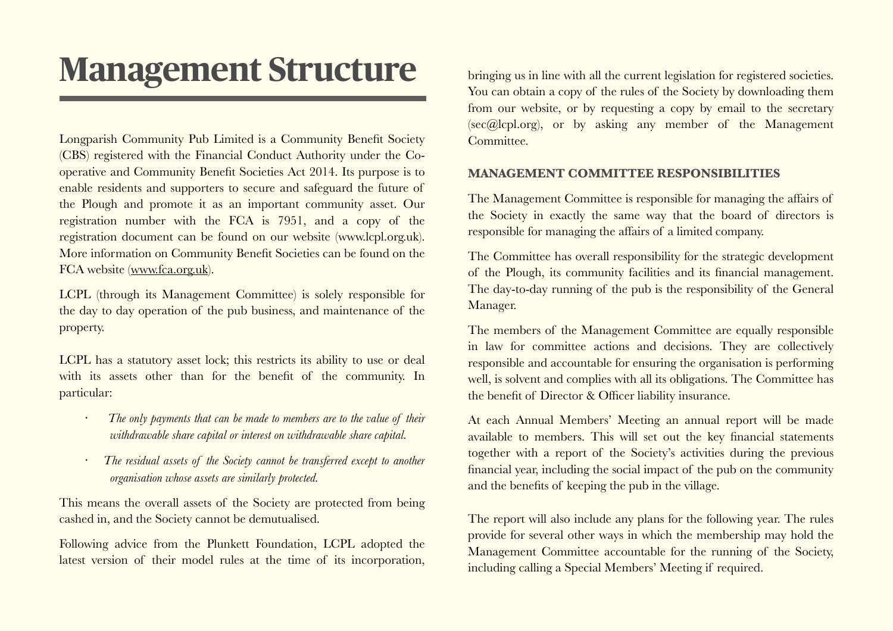# Management Structure

Longparish Community Pub Limited is a Community Benefit Society (CBS) registered with the Financial Conduct Authority under the Co-operative and Community Benefit Societies Act 2014. Its purpose is to enable residents and supporters to secure and safeguard the future of the Plough and promote it as an important community asset. Our registration number with the FCA is 7951, and a copy of the registration document can be found on our website (www.lcpl.org.uk). More information on Community Benefit Societies can be found on the FCA website (www.fca.org.uk).

LCPL (through its Management Committee) is solely responsible for the day to day operation of the pub business, and maintenance of the property.

LCPL has a statutory asset lock; this restricts its ability to use or deal with its assets other than for the benefit of the community. In particular:

- *The only payments that can be made to members are to the value of their withdrawable share capital or interest on withdrawable share capital.*
- *The residual assets of the Society cannot be transferred except to another organisation whose assets are similarly protected.*

This means the overall assets of the Society are protected from being cashed in, and the Society cannot be demutualised.

Following advice from the Plunkett Foundation, LCPL adopted the latest version of their model rules at the time of its incorporation, bringing us in line with all the current legislation for registered societies. You can obtain a copy of the rules of the Society by downloading them from our website, or by requesting a copy by email to the secretary (sec@lcpl.org), or by asking any member of the Management Committee.

### MANAGEMENT COMMITTEE RESPONSIBILITIES

The Management Committee is responsible for managing the affairs of the Society in exactly the same way that the board of directors is responsible for managing the affairs of a limited company.

The Committee has overall responsibility for the strategic development of the Plough, its community facilities and its financial management. The day-to-day running of the pub is the responsibility of the General Manager.

The members of the Management Committee are equally responsible in law for committee actions and decisions. They are collectively responsible and accountable for ensuring the organisation is performing well, is solvent and complies with all its obligations. The Committee has the benefit of Director & Officer liability insurance.

At each Annual Members' Meeting an annual report will be made available to members. This will set out the key financial statements together with a report of the Society's activities during the previous financial year, including the social impact of the pub on the community and the benefits of keeping the pub in the village.

The report will also include any plans for the following year. The rules provide for several other ways in which the membership may hold the Management Committee accountable for the running of the Society, including calling a Special Members' Meeting if required.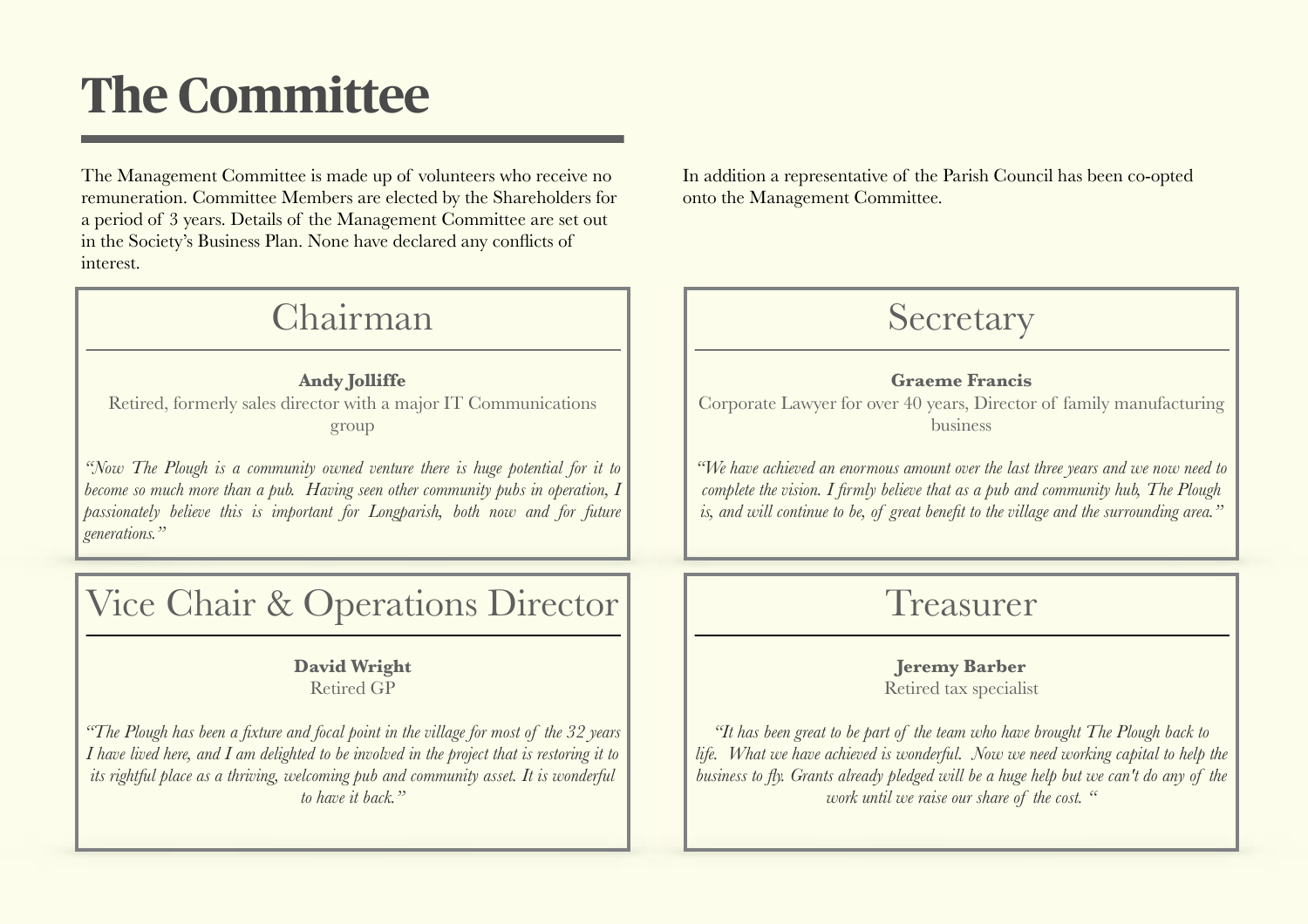# The Committee

The Management Committee is made up of volunteers who receive no remuneration. Committee Members are elected by the Shareholders for a period of 3 years. Details of the Management Committee are set out in the Society's Business Plan. None have declared any conflicts of interest.

In addition a representative of the Parish Council has been co-opted onto the Management Committee.

## Chairman

**Andy Jolliffe**
Retired, formerly sales director with a major IT Communications group

*"Now The Plough is a community owned venture there is huge potential for it to become so much more than a pub. Having seen other community pubs in operation, I passionately believe this is important for Longparish, both now and for future generations."*

## Secretary

**Graeme Francis**
Corporate Lawyer for over 40 years, Director of family manufacturing business

*"We have achieved an enormous amount over the last three years and we now need to complete the vision. I firmly believe that as a pub and community hub, The Plough is, and will continue to be, of great benefit to the village and the surrounding area."*

## Vice Chair & Operations Director

**David Wright**
Retired GP

*"The Plough has been a fixture and focal point in the village for most of the 32 years I have lived here, and I am delighted to be involved in the project that is restoring it to its rightful place as a thriving, welcoming pub and community asset. It is wonderful to have it back."*

## Treasurer

**Jeremy Barber**
Retired tax specialist

*"It has been great to be part of the team who have brought The Plough back to life. What we have achieved is wonderful. Now we need working capital to help the business to fly. Grants already pledged will be a huge help but we can't do any of the work until we raise our share of the cost. "*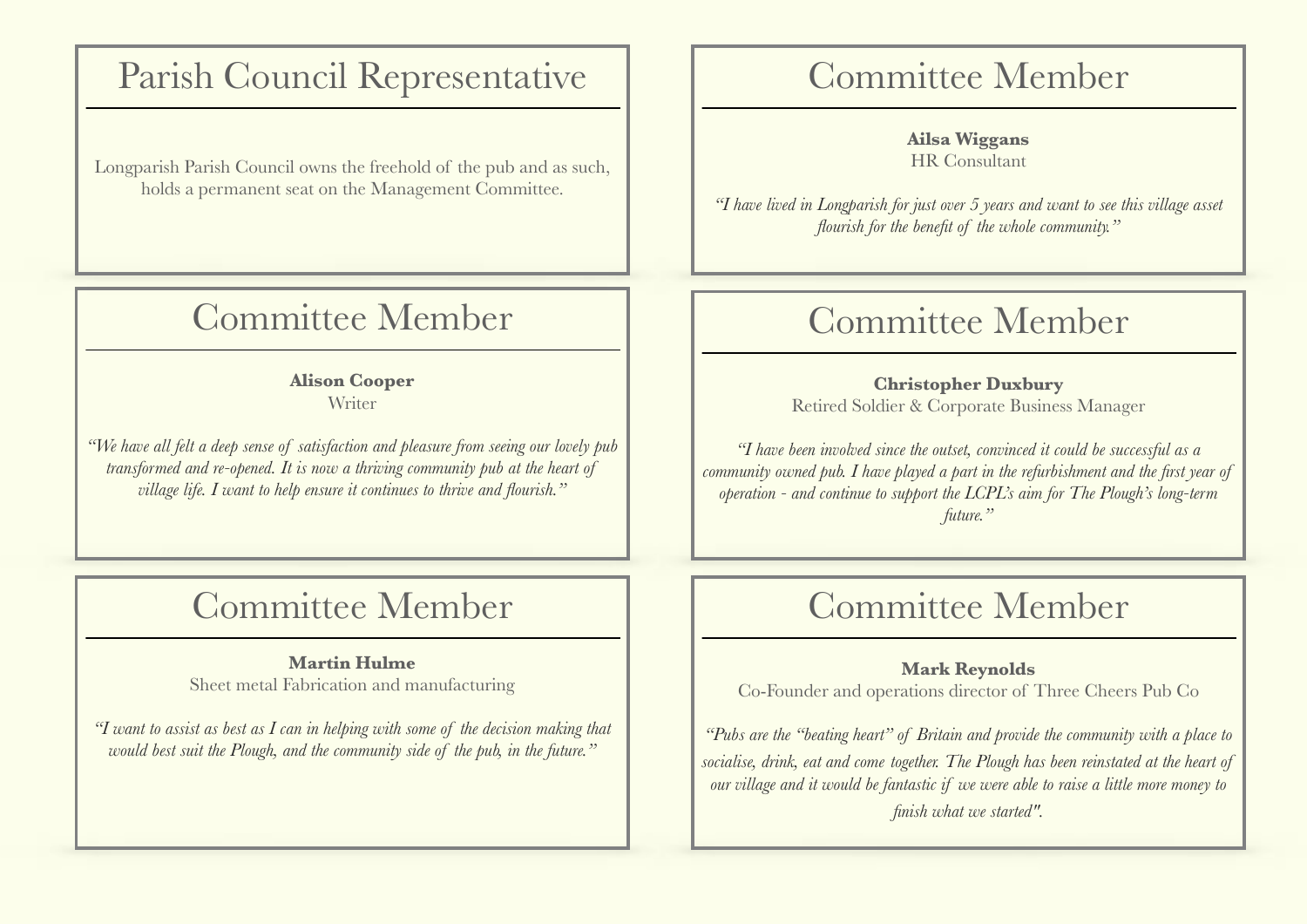## Parish Council Representative

Longparish Parish Council owns the freehold of the pub and as such, holds a permanent seat on the Management Committee.

## Committee Member

**Ailsa Wiggans**
HR Consultant

*"I have lived in Longparish for just over 5 years and want to see this village asset flourish for the benefit of the whole community."*

## Committee Member

**Alison Cooper**
Writer

*"We have all felt a deep sense of satisfaction and pleasure from seeing our lovely pub transformed and re-opened. It is now a thriving community pub at the heart of village life. I want to help ensure it continues to thrive and flourish."*

## Committee Member

**Christopher Duxbury**
Retired Soldier & Corporate Business Manager

*"I have been involved since the outset, convinced it could be successful as a community owned pub. I have played a part in the refurbishment and the first year of operation - and continue to support the LCPL's aim for The Plough's long-term future."*

## Committee Member

**Martin Hulme**
Sheet metal Fabrication and manufacturing

*"I want to assist as best as I can in helping with some of the decision making that would best suit the Plough, and the community side of the pub, in the future."*

## Committee Member

**Mark Reynolds**
Co-Founder and operations director of Three Cheers Pub Co

*"Pubs are the "beating heart" of Britain and provide the community with a place to socialise, drink, eat and come together. The Plough has been reinstated at the heart of our village and it would be fantastic if we were able to raise a little more money to finish what we started".*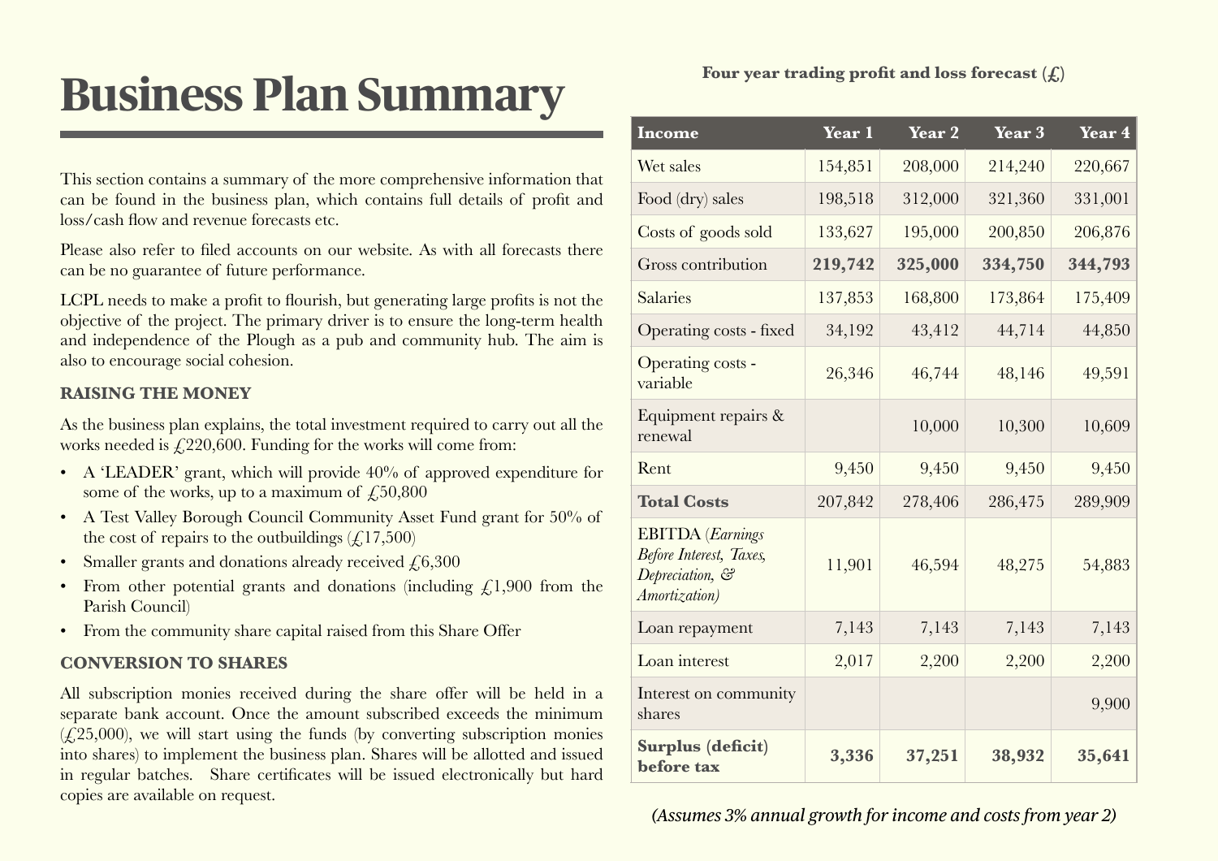# Business Plan Summary

This section contains a summary of the more comprehensive information that can be found in the business plan, which contains full details of profit and loss/cash flow and revenue forecasts etc.

Please also refer to filed accounts on our website. As with all forecasts there can be no guarantee of future performance.

LCPL needs to make a profit to flourish, but generating large profits is not the objective of the project. The primary driver is to ensure the long-term health and independence of the Plough as a pub and community hub. The aim is also to encourage social cohesion.

### RAISING THE MONEY

As the business plan explains, the total investment required to carry out all the works needed is £220,600. Funding for the works will come from:

- A 'LEADER' grant, which will provide 40% of approved expenditure for some of the works, up to a maximum of £50,800
- A Test Valley Borough Council Community Asset Fund grant for 50% of the cost of repairs to the outbuildings (£17,500)
- Smaller grants and donations already received £6,300
- From other potential grants and donations (including £1,900 from the Parish Council)
- From the community share capital raised from this Share Offer

### CONVERSION TO SHARES

All subscription monies received during the share offer will be held in a separate bank account. Once the amount subscribed exceeds the minimum (£25,000), we will start using the funds (by converting subscription monies into shares) to implement the business plan. Shares will be allotted and issued in regular batches. Share certificates will be issued electronically but hard copies are available on request.

**Four year trading profit and loss forecast (£)**

| Income | Year 1 | Year 2 | Year 3 | Year 4 |
|---|---|---|---|---|
| Wet sales | 154,851 | 208,000 | 214,240 | 220,667 |
| Food (dry) sales | 198,518 | 312,000 | 321,360 | 331,001 |
| Costs of goods sold | 133,627 | 195,000 | 200,850 | 206,876 |
| Gross contribution | **219,742** | **325,000** | **334,750** | **344,793** |
| Salaries | 137,853 | 168,800 | 173,864 | 175,409 |
| Operating costs - fixed | 34,192 | 43,412 | 44,714 | 44,850 |
| Operating costs - variable | 26,346 | 46,744 | 48,146 | 49,591 |
| Equipment repairs & renewal | | 10,000 | 10,300 | 10,609 |
| Rent | 9,450 | 9,450 | 9,450 | 9,450 |
| **Total Costs** | 207,842 | 278,406 | 286,475 | 289,909 |
| EBITDA (*Earnings Before Interest, Taxes, Depreciation, & Amortization*) | 11,901 | 46,594 | 48,275 | 54,883 |
| Loan repayment | 7,143 | 7,143 | 7,143 | 7,143 |
| Loan interest | 2,017 | 2,200 | 2,200 | 2,200 |
| Interest on community shares | | | | 9,900 |
| **Surplus (deficit) before tax** | **3,336** | **37,251** | **38,932** | **35,641** |

*(Assumes 3% annual growth for income and costs from year 2)*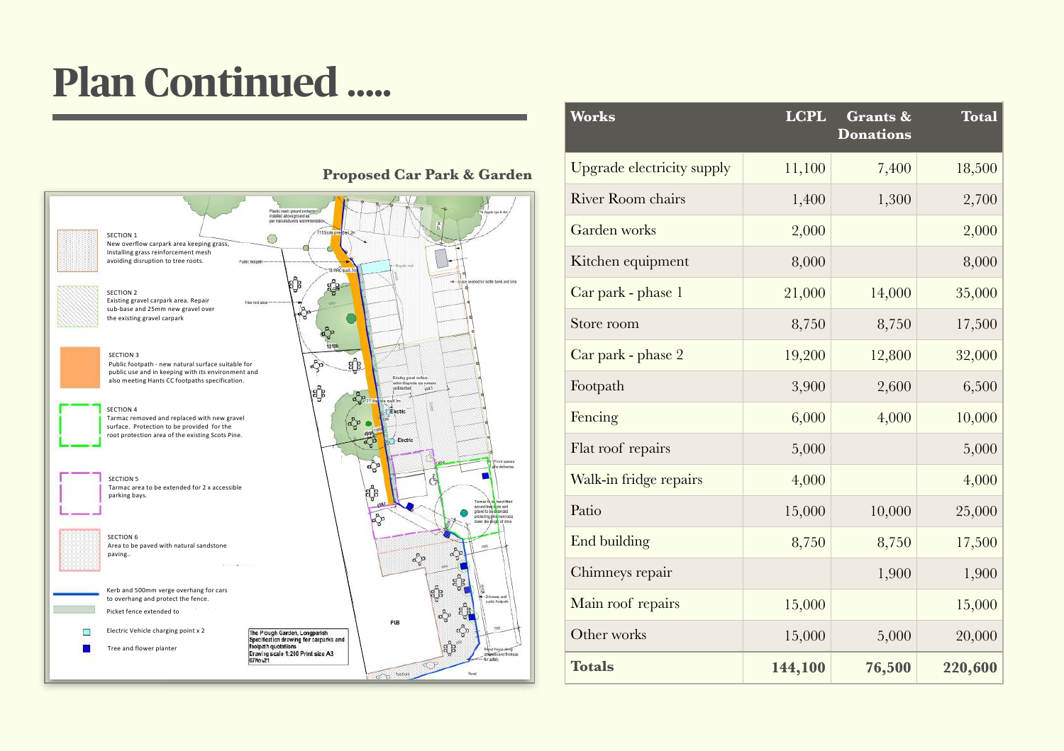# Plan Continued .....

**Proposed Car Park & Garden**

SECTION 1
New overflow carpark area keeping grass, Installing grass reinforcement mesh avoiding disruption to tree roots.

SECTION 2
Existing gravel carpark area. Repair sub-base and 25mm new gravel over the existing gravel carpark

SECTION 3
Public footpath - new natural surface suitable for public use and in keeping with its environment and also meeting Hants CC footpaths specification.

SECTION 4
Tarmac removed and replaced with new gravel surface. Protection to be provided for the root protection area of the existing Scots Pine.

SECTION 5
Tarmac area to be extended for 2 x accessible parking bays.

SECTION 6
Area to be paved with natural sandstone paving..

Kerb and 500mm verge overhang for cars to overhang and protect the fence.

Picket fence extended to

Electric Vehicle charging point x 2

Tree and flower planter

The Plough Garden, Longparish
Specification drawing for carparks and footpath quotations
Drawing scale 1:200 Print size A3
07Nov21

| Works | LCPL | Grants & Donations | Total |
|---|---|---|---|
| Upgrade electricity supply | 11,100 | 7,400 | 18,500 |
| River Room chairs | 1,400 | 1,300 | 2,700 |
| Garden works | 2,000 | | 2,000 |
| Kitchen equipment | 8,000 | | 8,000 |
| Car park - phase 1 | 21,000 | 14,000 | 35,000 |
| Store room | 8,750 | 8,750 | 17,500 |
| Car park - phase 2 | 19,200 | 12,800 | 32,000 |
| Footpath | 3,900 | 2,600 | 6,500 |
| Fencing | 6,000 | 4,000 | 10,000 |
| Flat roof repairs | 5,000 | | 5,000 |
| Walk-in fridge repairs | 4,000 | | 4,000 |
| Patio | 15,000 | 10,000 | 25,000 |
| End building | 8,750 | 8,750 | 17,500 |
| Chimneys repair | | 1,900 | 1,900 |
| Main roof repairs | 15,000 | | 15,000 |
| Other works | 15,000 | 5,000 | 20,000 |
| **Totals** | **144,100** | **76,500** | **220,600** |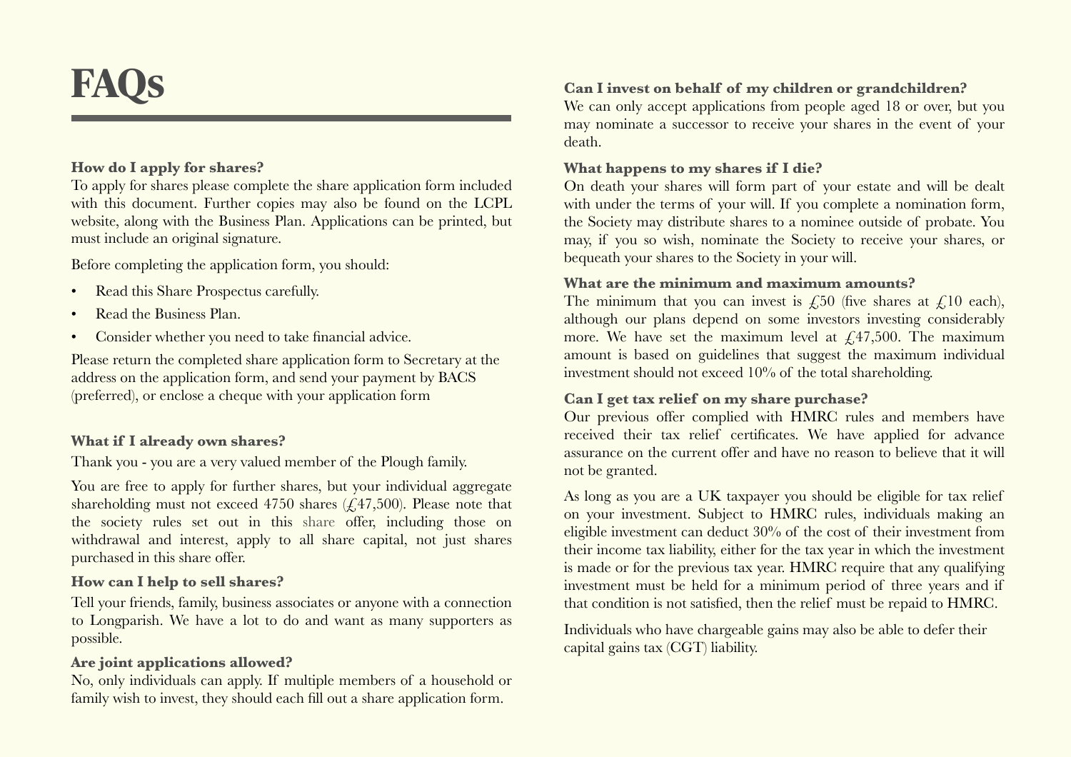# FAQs

**How do I apply for shares?**

To apply for shares please complete the share application form included with this document. Further copies may also be found on the LCPL website, along with the Business Plan. Applications can be printed, but must include an original signature.

Before completing the application form, you should:

- Read this Share Prospectus carefully.
- Read the Business Plan.
- Consider whether you need to take financial advice.

Please return the completed share application form to Secretary at the address on the application form, and send your payment by BACS (preferred), or enclose a cheque with your application form

**What if I already own shares?**

Thank you - you are a very valued member of the Plough family.

You are free to apply for further shares, but your individual aggregate shareholding must not exceed 4750 shares (£47,500). Please note that the society rules set out in this share offer, including those on withdrawal and interest, apply to all share capital, not just shares purchased in this share offer.

**How can I help to sell shares?**

Tell your friends, family, business associates or anyone with a connection to Longparish. We have a lot to do and want as many supporters as possible.

**Are joint applications allowed?**

No, only individuals can apply. If multiple members of a household or family wish to invest, they should each fill out a share application form.

**Can I invest on behalf of my children or grandchildren?**

We can only accept applications from people aged 18 or over, but you may nominate a successor to receive your shares in the event of your death.

**What happens to my shares if I die?**

On death your shares will form part of your estate and will be dealt with under the terms of your will. If you complete a nomination form, the Society may distribute shares to a nominee outside of probate. You may, if you so wish, nominate the Society to receive your shares, or bequeath your shares to the Society in your will.

**What are the minimum and maximum amounts?**

The minimum that you can invest is £50 (five shares at £10 each), although our plans depend on some investors investing considerably more. We have set the maximum level at £47,500. The maximum amount is based on guidelines that suggest the maximum individual investment should not exceed 10% of the total shareholding.

**Can I get tax relief on my share purchase?**

Our previous offer complied with HMRC rules and members have received their tax relief certificates. We have applied for advance assurance on the current offer and have no reason to believe that it will not be granted.

As long as you are a UK taxpayer you should be eligible for tax relief on your investment. Subject to HMRC rules, individuals making an eligible investment can deduct 30% of the cost of their investment from their income tax liability, either for the tax year in which the investment is made or for the previous tax year. HMRC require that any qualifying investment must be held for a minimum period of three years and if that condition is not satisfied, then the relief must be repaid to HMRC.

Individuals who have chargeable gains may also be able to defer their capital gains tax (CGT) liability.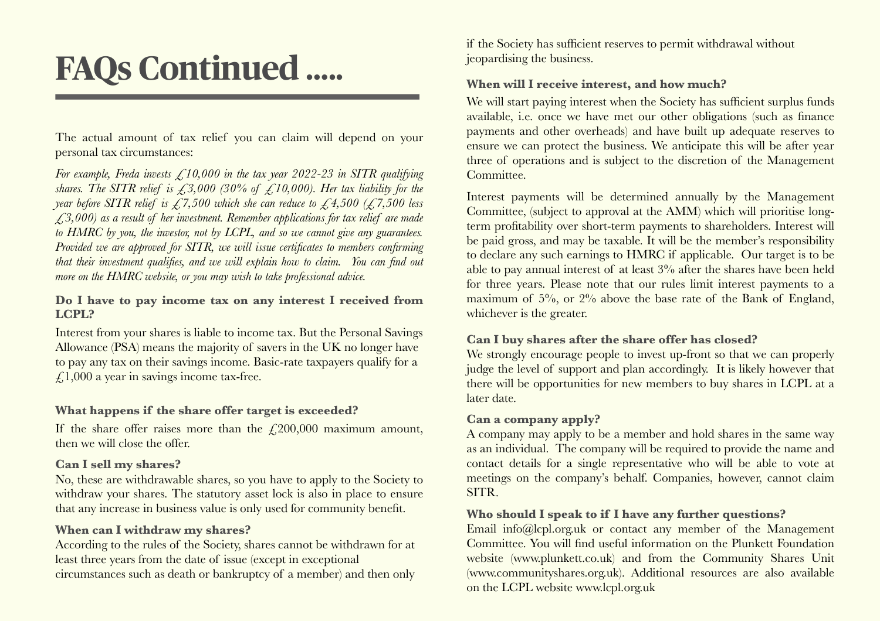# FAQs Continued .....

The actual amount of tax relief you can claim will depend on your personal tax circumstances:

*For example, Freda invests £10,000 in the tax year 2022-23 in SITR qualifying shares. The SITR relief is £3,000 (30% of £10,000). Her tax liability for the year before SITR relief is £7,500 which she can reduce to £4,500 (£7,500 less £3,000) as a result of her investment. Remember applications for tax relief are made to HMRC by you, the investor, not by LCPL, and so we cannot give any guarantees. Provided we are approved for SITR, we will issue certificates to members confirming that their investment qualifies, and we will explain how to claim. You can find out more on the HMRC website, or you may wish to take professional advice.*

**Do I have to pay income tax on any interest I received from LCPL?**

Interest from your shares is liable to income tax. But the Personal Savings Allowance (PSA) means the majority of savers in the UK no longer have to pay any tax on their savings income. Basic-rate taxpayers qualify for a £1,000 a year in savings income tax-free.

**What happens if the share offer target is exceeded?**

If the share offer raises more than the £200,000 maximum amount, then we will close the offer.

**Can I sell my shares?**

No, these are withdrawable shares, so you have to apply to the Society to withdraw your shares. The statutory asset lock is also in place to ensure that any increase in business value is only used for community benefit.

**When can I withdraw my shares?**

According to the rules of the Society, shares cannot be withdrawn for at least three years from the date of issue (except in exceptional circumstances such as death or bankruptcy of a member) and then only if the Society has sufficient reserves to permit withdrawal without jeopardising the business.

**When will I receive interest, and how much?**

We will start paying interest when the Society has sufficient surplus funds available, i.e. once we have met our other obligations (such as finance payments and other overheads) and have built up adequate reserves to ensure we can protect the business. We anticipate this will be after year three of operations and is subject to the discretion of the Management Committee.

Interest payments will be determined annually by the Management Committee, (subject to approval at the AMM) which will prioritise long-term profitability over short-term payments to shareholders. Interest will be paid gross, and may be taxable. It will be the member's responsibility to declare any such earnings to HMRC if applicable. Our target is to be able to pay annual interest of at least 3% after the shares have been held for three years. Please note that our rules limit interest payments to a maximum of 5%, or 2% above the base rate of the Bank of England, whichever is the greater.

**Can I buy shares after the share offer has closed?**

We strongly encourage people to invest up-front so that we can properly judge the level of support and plan accordingly. It is likely however that there will be opportunities for new members to buy shares in LCPL at a later date.

**Can a company apply?**

A company may apply to be a member and hold shares in the same way as an individual. The company will be required to provide the name and contact details for a single representative who will be able to vote at meetings on the company's behalf. Companies, however, cannot claim SITR.

**Who should I speak to if I have any further questions?**

Email info@lcpl.org.uk or contact any member of the Management Committee. You will find useful information on the Plunkett Foundation website (www.plunkett.co.uk) and from the Community Shares Unit (www.communityshares.org.uk). Additional resources are also available on the LCPL website www.lcpl.org.uk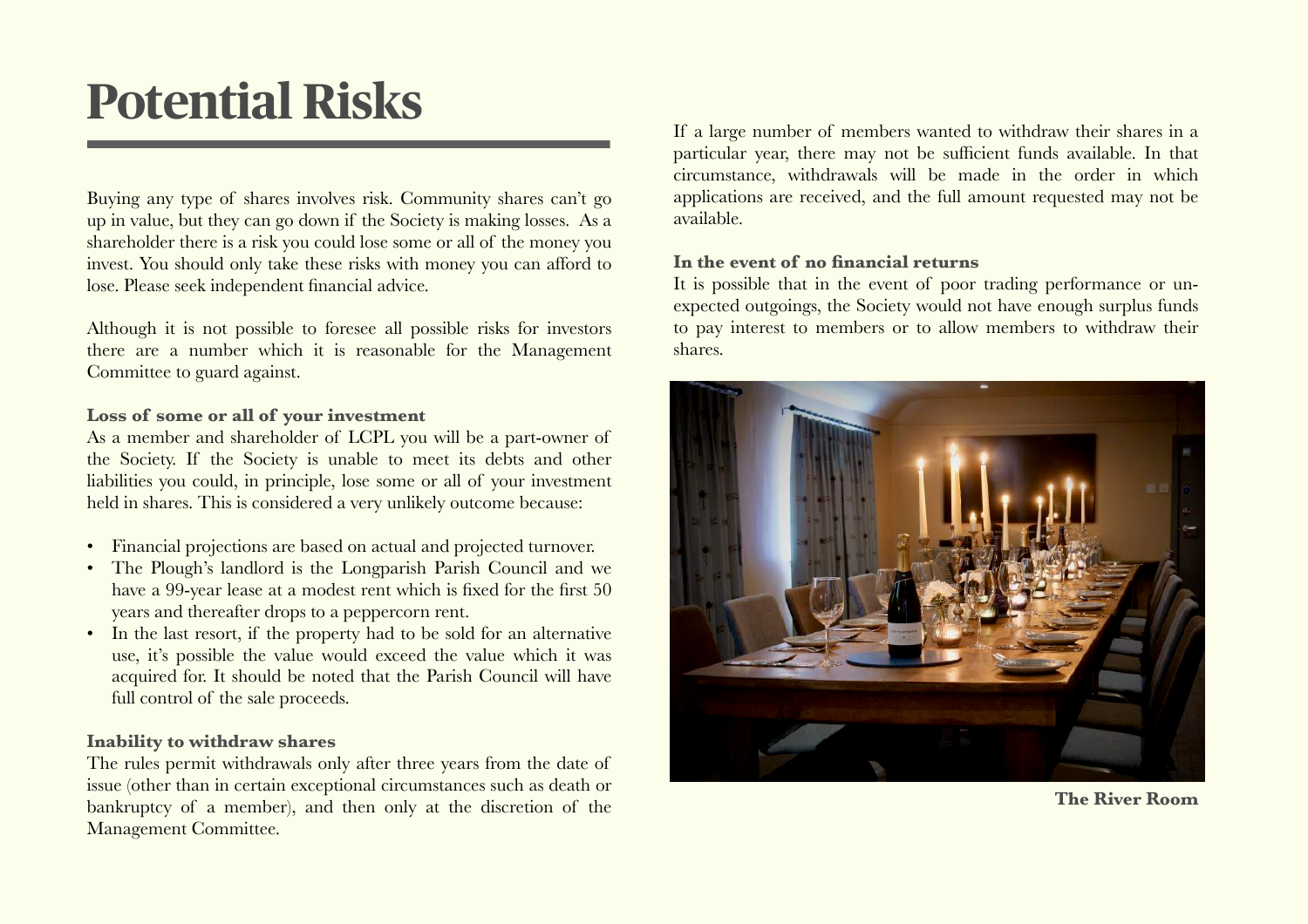# Potential Risks

Buying any type of shares involves risk. Community shares can't go up in value, but they can go down if the Society is making losses. As a shareholder there is a risk you could lose some or all of the money you invest. You should only take these risks with money you can afford to lose. Please seek independent financial advice.

Although it is not possible to foresee all possible risks for investors there are a number which it is reasonable for the Management Committee to guard against.

**Loss of some or all of your investment**

As a member and shareholder of LCPL you will be a part-owner of the Society. If the Society is unable to meet its debts and other liabilities you could, in principle, lose some or all of your investment held in shares. This is considered a very unlikely outcome because:

- Financial projections are based on actual and projected turnover.
- The Plough's landlord is the Longparish Parish Council and we have a 99-year lease at a modest rent which is fixed for the first 50 years and thereafter drops to a peppercorn rent.
- In the last resort, if the property had to be sold for an alternative use, it's possible the value would exceed the value which it was acquired for. It should be noted that the Parish Council will have full control of the sale proceeds.

**Inability to withdraw shares**

The rules permit withdrawals only after three years from the date of issue (other than in certain exceptional circumstances such as death or bankruptcy of a member), and then only at the discretion of the Management Committee.

If a large number of members wanted to withdraw their shares in a particular year, there may not be sufficient funds available. In that circumstance, withdrawals will be made in the order in which applications are received, and the full amount requested may not be available.

**In the event of no financial returns**

It is possible that in the event of poor trading performance or unexpected outgoings, the Society would not have enough surplus funds to pay interest to members or to allow members to withdraw their shares.

**The River Room**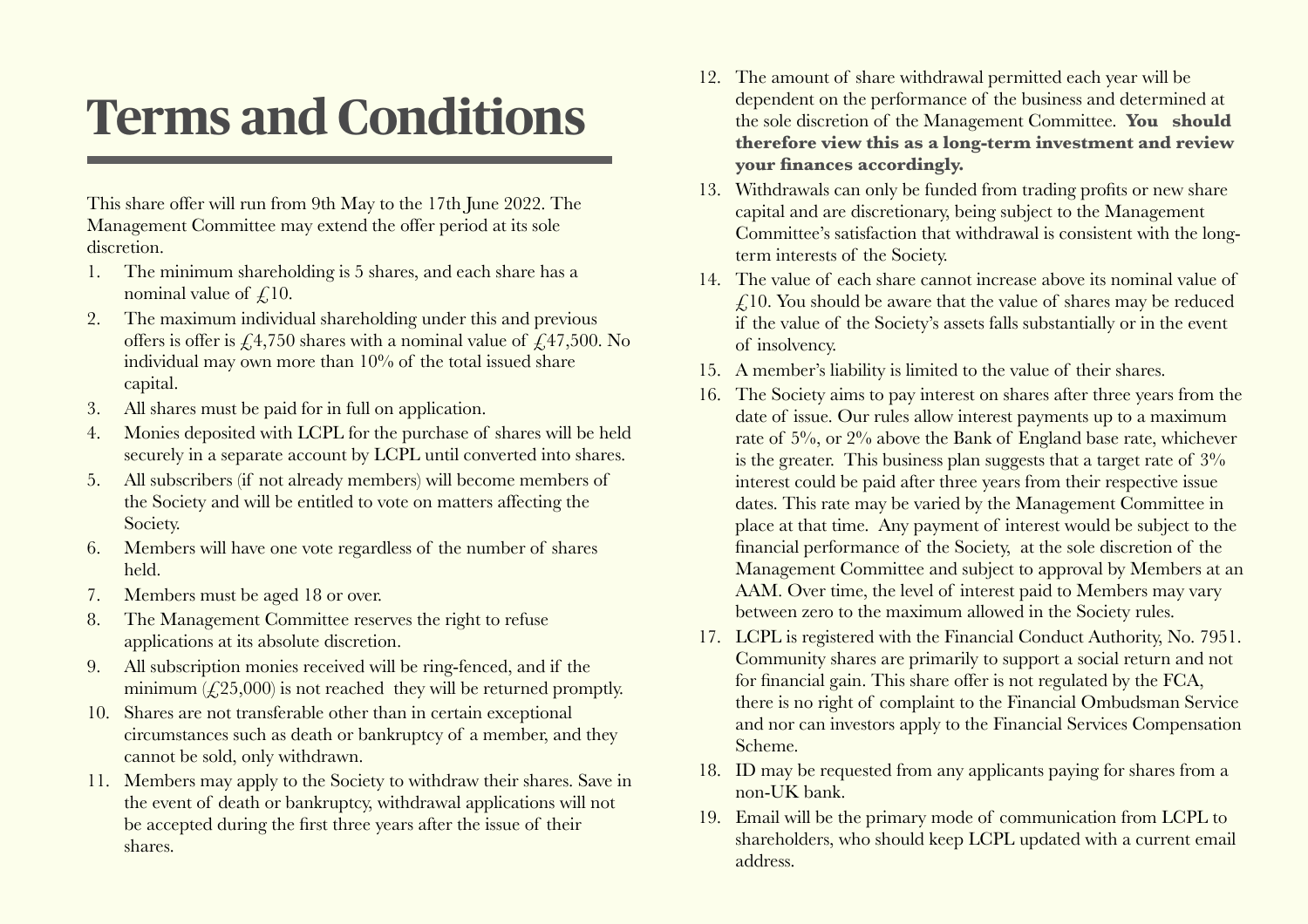# Terms and Conditions

This share offer will run from 9th May to the 17th June 2022. The Management Committee may extend the offer period at its sole discretion.

1. The minimum shareholding is 5 shares, and each share has a nominal value of £10.
2. The maximum individual shareholding under this and previous offers is offer is £4,750 shares with a nominal value of £47,500. No individual may own more than 10% of the total issued share capital.
3. All shares must be paid for in full on application.
4. Monies deposited with LCPL for the purchase of shares will be held securely in a separate account by LCPL until converted into shares.
5. All subscribers (if not already members) will become members of the Society and will be entitled to vote on matters affecting the Society.
6. Members will have one vote regardless of the number of shares held.
7. Members must be aged 18 or over.
8. The Management Committee reserves the right to refuse applications at its absolute discretion.
9. All subscription monies received will be ring-fenced, and if the minimum (£25,000) is not reached they will be returned promptly.
10. Shares are not transferable other than in certain exceptional circumstances such as death or bankruptcy of a member, and they cannot be sold, only withdrawn.
11. Members may apply to the Society to withdraw their shares. Save in the event of death or bankruptcy, withdrawal applications will not be accepted during the first three years after the issue of their shares.
12. The amount of share withdrawal permitted each year will be dependent on the performance of the business and determined at the sole discretion of the Management Committee. **You should therefore view this as a long-term investment and review your finances accordingly.**
13. Withdrawals can only be funded from trading profits or new share capital and are discretionary, being subject to the Management Committee's satisfaction that withdrawal is consistent with the long-term interests of the Society.
14. The value of each share cannot increase above its nominal value of £10. You should be aware that the value of shares may be reduced if the value of the Society's assets falls substantially or in the event of insolvency.
15. A member's liability is limited to the value of their shares.
16. The Society aims to pay interest on shares after three years from the date of issue. Our rules allow interest payments up to a maximum rate of 5%, or 2% above the Bank of England base rate, whichever is the greater. This business plan suggests that a target rate of 3% interest could be paid after three years from their respective issue dates. This rate may be varied by the Management Committee in place at that time. Any payment of interest would be subject to the financial performance of the Society, at the sole discretion of the Management Committee and subject to approval by Members at an AAM. Over time, the level of interest paid to Members may vary between zero to the maximum allowed in the Society rules.
17. LCPL is registered with the Financial Conduct Authority, No. 7951. Community shares are primarily to support a social return and not for financial gain. This share offer is not regulated by the FCA, there is no right of complaint to the Financial Ombudsman Service and nor can investors apply to the Financial Services Compensation Scheme.
18. ID may be requested from any applicants paying for shares from a non-UK bank.
19. Email will be the primary mode of communication from LCPL to shareholders, who should keep LCPL updated with a current email address.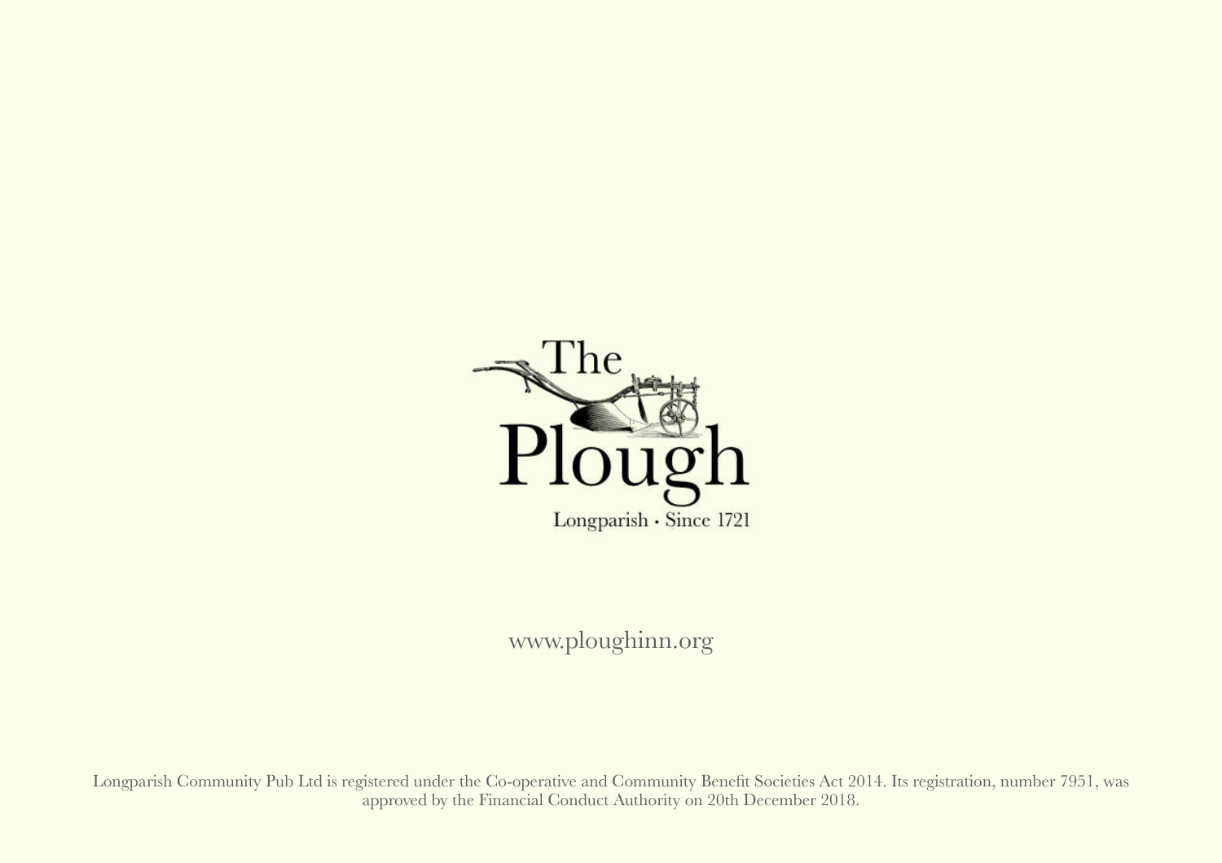The Plough

Longparish · Since 1721

www.ploughinn.org

Longparish Community Pub Ltd is registered under the Co-operative and Community Benefit Societies Act 2014. Its registration, number 7951, was approved by the Financial Conduct Authority on 20th December 2018.